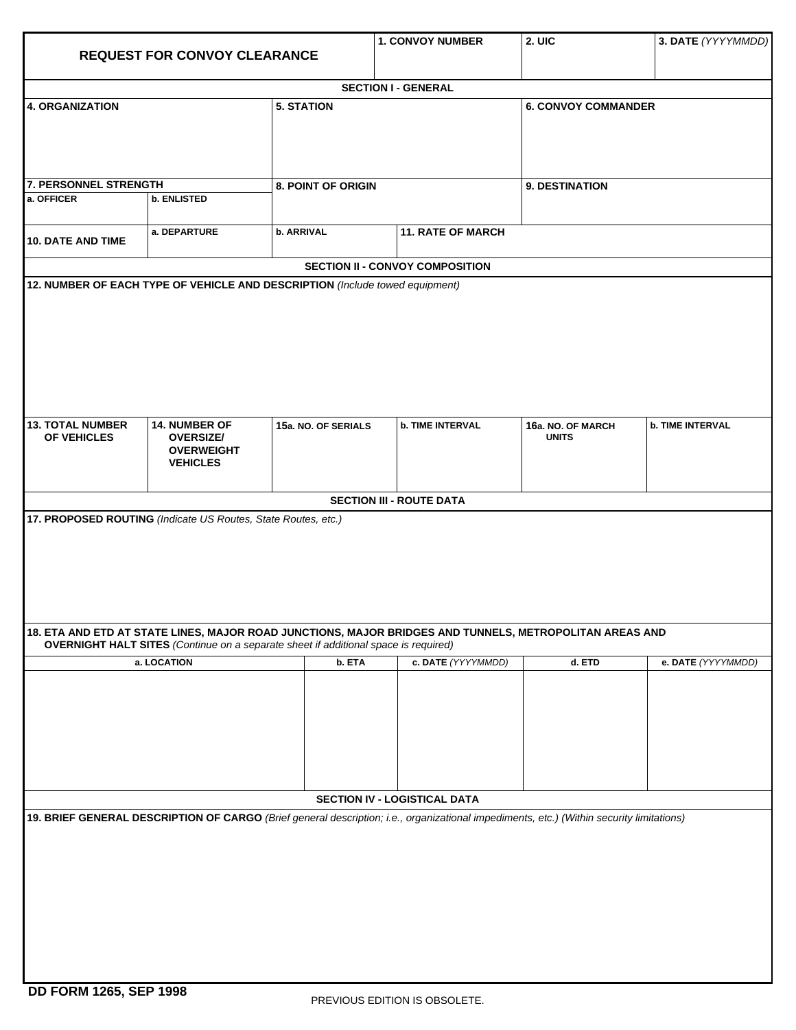# REQUEST FOR CONVOY CLEARANCE

| 1. CONVOY NUMBER | 2. UIC | 3. DATE *(YYYYMMDD)* |
|---|---|---|
| | | |

## SECTION I - GENERAL

| 4. ORGANIZATION | 5. STATION | 6. CONVOY COMMANDER |
|---|---|---|
| | | |

| 7. PERSONNEL STRENGTH | | 8. POINT OF ORIGIN | 9. DESTINATION |
|---|---|---|---|
| a. OFFICER | b. ENLISTED | | |
| | | | |

| 10. DATE AND TIME | a. DEPARTURE | b. ARRIVAL | 11. RATE OF MARCH |
|---|---|---|---|
| | | | |

## SECTION II - CONVOY COMPOSITION

**12. NUMBER OF EACH TYPE OF VEHICLE AND DESCRIPTION** *(Include towed equipment)*

| 13. TOTAL NUMBER OF VEHICLES | 14. NUMBER OF OVERSIZE/ OVERWEIGHT VEHICLES | 15a. NO. OF SERIALS | b. TIME INTERVAL | 16a. NO. OF MARCH UNITS | b. TIME INTERVAL |
|---|---|---|---|---|---|
| | | | | | |

## SECTION III - ROUTE DATA

**17. PROPOSED ROUTING** *(Indicate US Routes, State Routes, etc.)*

**18. ETA AND ETD AT STATE LINES, MAJOR ROAD JUNCTIONS, MAJOR BRIDGES AND TUNNELS, METROPOLITAN AREAS AND OVERNIGHT HALT SITES** *(Continue on a separate sheet if additional space is required)*

| a. LOCATION | b. ETA | c. DATE *(YYYYMMDD)* | d. ETD | e. DATE *(YYYYMMDD)* |
|---|---|---|---|---|
| | | | | |

## SECTION IV - LOGISTICAL DATA

**19. BRIEF GENERAL DESCRIPTION OF CARGO** *(Brief general description; i.e., organizational impediments, etc.) (Within security limitations)*

**DD FORM 1265, SEP 1998**

PREVIOUS EDITION IS OBSOLETE.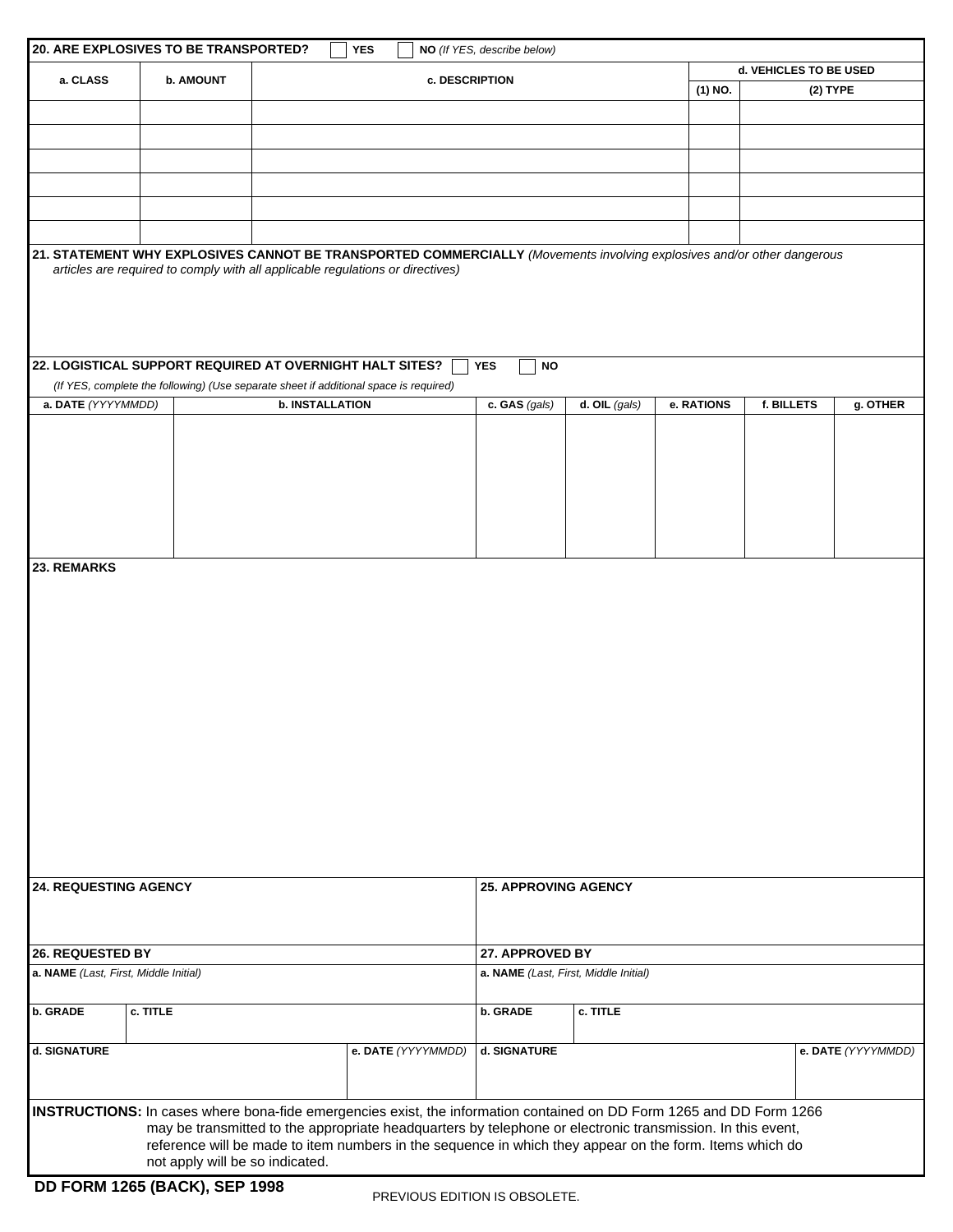**20. ARE EXPLOSIVES TO BE TRANSPORTED?** ☐ YES ☐ NO *(If YES, describe below)*

| a. CLASS | b. AMOUNT | c. DESCRIPTION | d. VEHICLES TO BE USED | |
|---|---|---|---|---|
| | | | (1) NO. | (2) TYPE |
| | | | | |
| | | | | |
| | | | | |
| | | | | |
| | | | | |
| | | | | |

**21. STATEMENT WHY EXPLOSIVES CANNOT BE TRANSPORTED COMMERCIALLY** *(Movements involving explosives and/or other dangerous articles are required to comply with all applicable regulations or directives)*

**22. LOGISTICAL SUPPORT REQUIRED AT OVERNIGHT HALT SITES?** ☐ YES ☐ NO

*(If YES, complete the following) (Use separate sheet if additional space is required)*

| a. DATE *(YYYYMMDD)* | b. INSTALLATION | c. GAS *(gals)* | d. OIL *(gals)* | e. RATIONS | f. BILLETS | g. OTHER |
|---|---|---|---|---|---|---|
| | | | | | | |

**23. REMARKS**

| 24. REQUESTING AGENCY | 25. APPROVING AGENCY |
|---|---|
| | |

**26. REQUESTED BY**

a. NAME *(Last, First, Middle Initial)*

b. GRADE

c. TITLE

d. SIGNATURE

e. DATE *(YYYYMMDD)*

**27. APPROVED BY**

a. NAME *(Last, First, Middle Initial)*

b. GRADE

c. TITLE

d. SIGNATURE

e. DATE *(YYYYMMDD)*

**INSTRUCTIONS:** In cases where bona-fide emergencies exist, the information contained on DD Form 1265 and DD Form 1266 may be transmitted to the appropriate headquarters by telephone or electronic transmission. In this event, reference will be made to item numbers in the sequence in which they appear on the form. Items which do not apply will be so indicated.

**DD FORM 1265 (BACK), SEP 1998**

PREVIOUS EDITION IS OBSOLETE.